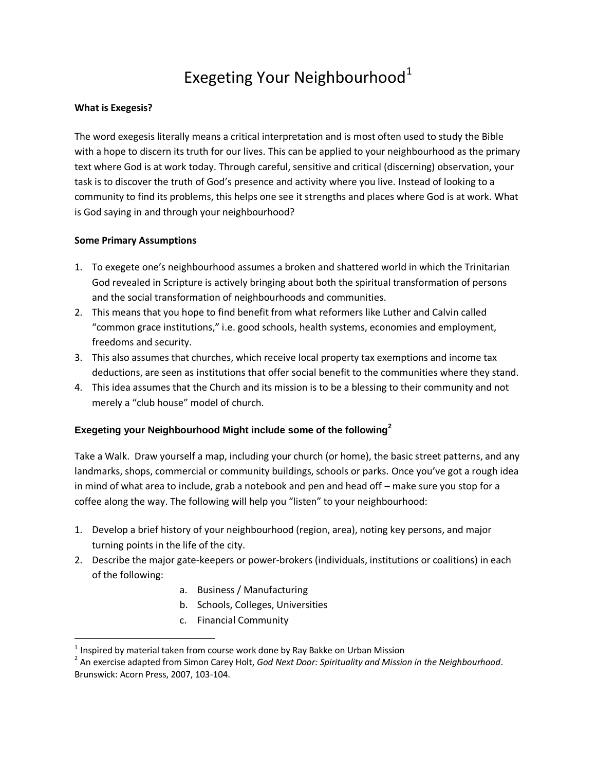# Exegeting Your Neighbourhood[1]

**What is Exegesis?**

The word exegesis literally means a critical interpretation and is most often used to study the Bible with a hope to discern its truth for our lives. This can be applied to your neighbourhood as the primary text where God is at work today. Through careful, sensitive and critical (discerning) observation, your task is to discover the truth of God's presence and activity where you live. Instead of looking to a community to find its problems, this helps one see it strengths and places where God is at work. What is God saying in and through your neighbourhood?

**Some Primary Assumptions**

1. To exegete one's neighbourhood assumes a broken and shattered world in which the Trinitarian God revealed in Scripture is actively bringing about both the spiritual transformation of persons and the social transformation of neighbourhoods and communities.
2. This means that you hope to find benefit from what reformers like Luther and Calvin called "common grace institutions," i.e. good schools, health systems, economies and employment, freedoms and security.
3. This also assumes that churches, which receive local property tax exemptions and income tax deductions, are seen as institutions that offer social benefit to the communities where they stand.
4. This idea assumes that the Church and its mission is to be a blessing to their community and not merely a "club house" model of church.

**Exegeting your Neighbourhood Might include some of the following[2]**

Take a Walk. Draw yourself a map, including your church (or home), the basic street patterns, and any landmarks, shops, commercial or community buildings, schools or parks. Once you've got a rough idea in mind of what area to include, grab a notebook and pen and head off – make sure you stop for a coffee along the way. The following will help you "listen" to your neighbourhood:

1. Develop a brief history of your neighbourhood (region, area), noting key persons, and major turning points in the life of the city.
2. Describe the major gate-keepers or power-brokers (individuals, institutions or coalitions) in each of the following:
    a. Business / Manufacturing
    b. Schools, Colleges, Universities
    c. Financial Community

---

[1] Inspired by material taken from course work done by Ray Bakke on Urban Mission

[2] An exercise adapted from Simon Carey Holt, *God Next Door: Spirituality and Mission in the Neighbourhood*. Brunswick: Acorn Press, 2007, 103-104.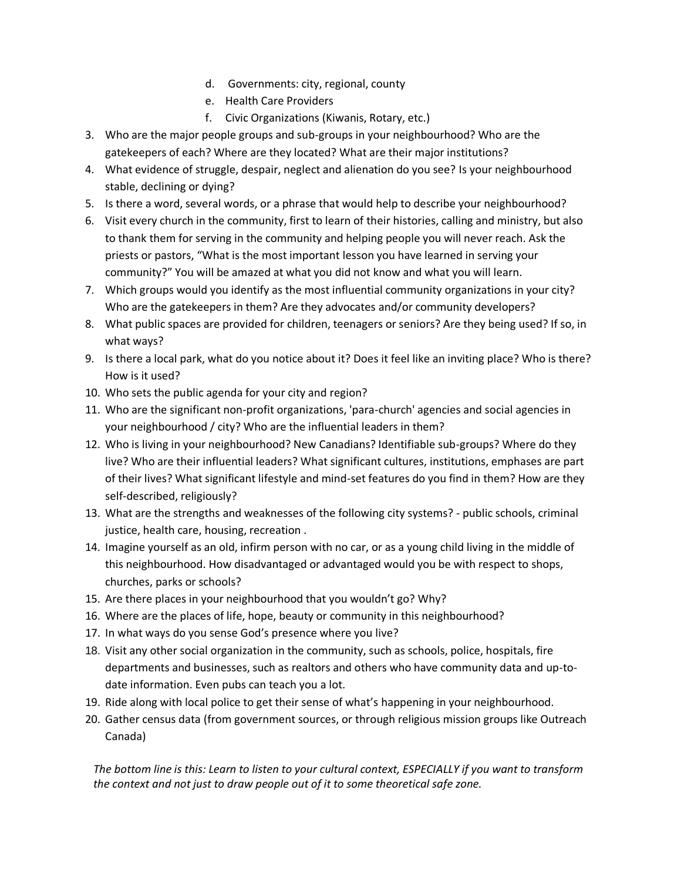d. Governments: city, regional, county
   e. Health Care Providers
   f. Civic Organizations (Kiwanis, Rotary, etc.)

3. Who are the major people groups and sub-groups in your neighbourhood? Who are the gatekeepers of each? Where are they located? What are their major institutions?
4. What evidence of struggle, despair, neglect and alienation do you see? Is your neighbourhood stable, declining or dying?
5. Is there a word, several words, or a phrase that would help to describe your neighbourhood?
6. Visit every church in the community, first to learn of their histories, calling and ministry, but also to thank them for serving in the community and helping people you will never reach. Ask the priests or pastors, "What is the most important lesson you have learned in serving your community?" You will be amazed at what you did not know and what you will learn.
7. Which groups would you identify as the most influential community organizations in your city? Who are the gatekeepers in them? Are they advocates and/or community developers?
8. What public spaces are provided for children, teenagers or seniors? Are they being used? If so, in what ways?
9. Is there a local park, what do you notice about it? Does it feel like an inviting place? Who is there? How is it used?
10. Who sets the public agenda for your city and region?
11. Who are the significant non-profit organizations, 'para-church' agencies and social agencies in your neighbourhood / city? Who are the influential leaders in them?
12. Who is living in your neighbourhood? New Canadians? Identifiable sub-groups? Where do they live? Who are their influential leaders? What significant cultures, institutions, emphases are part of their lives? What significant lifestyle and mind-set features do you find in them? How are they self-described, religiously?
13. What are the strengths and weaknesses of the following city systems? - public schools, criminal justice, health care, housing, recreation .
14. Imagine yourself as an old, infirm person with no car, or as a young child living in the middle of this neighbourhood. How disadvantaged or advantaged would you be with respect to shops, churches, parks or schools?
15. Are there places in your neighbourhood that you wouldn't go? Why?
16. Where are the places of life, hope, beauty or community in this neighbourhood?
17. In what ways do you sense God's presence where you live?
18. Visit any other social organization in the community, such as schools, police, hospitals, fire departments and businesses, such as realtors and others who have community data and up-to-date information. Even pubs can teach you a lot.
19. Ride along with local police to get their sense of what's happening in your neighbourhood.
20. Gather census data (from government sources, or through religious mission groups like Outreach Canada)

*The bottom line is this: Learn to listen to your cultural context, ESPECIALLY if you want to transform the context and not just to draw people out of it to some theoretical safe zone.*